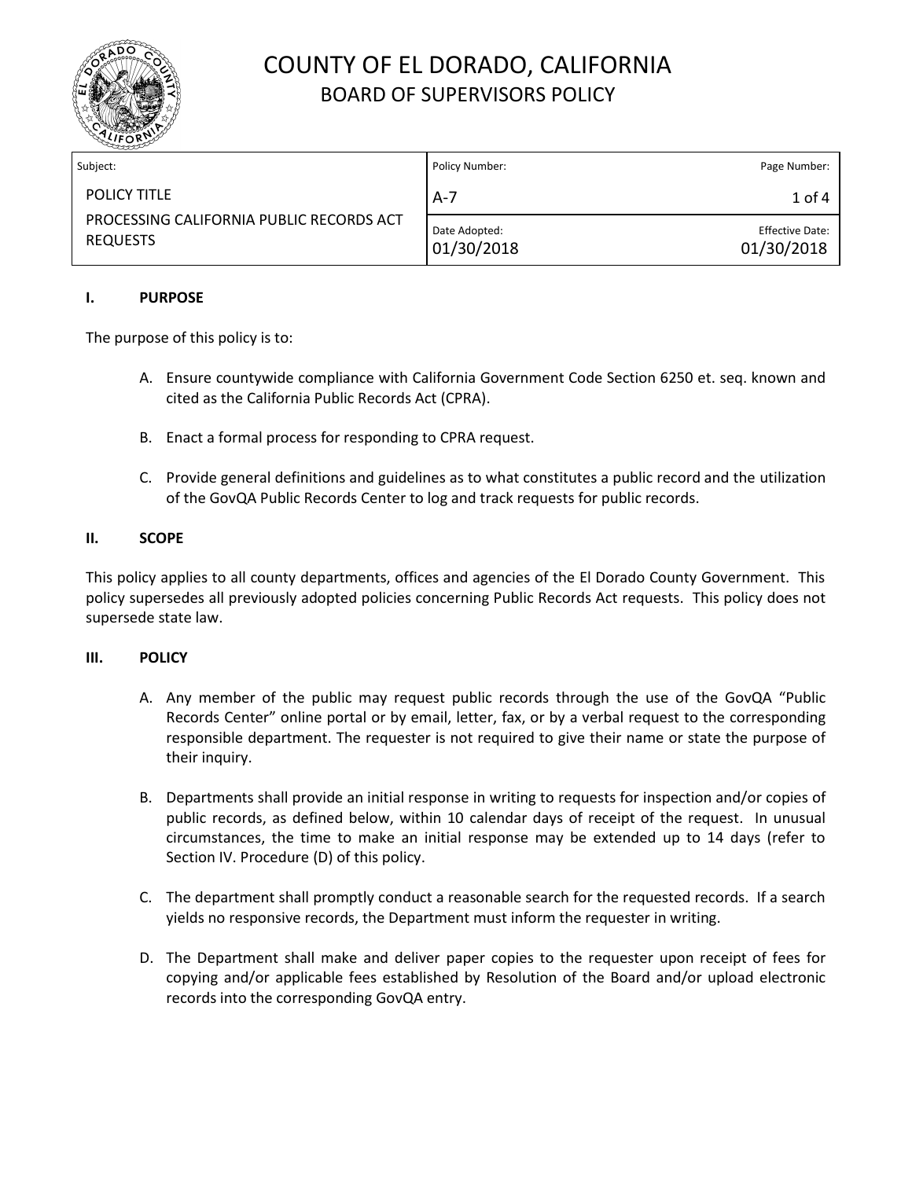# COUNTY OF EL DORADO, CALIFORNIA
## BOARD OF SUPERVISORS POLICY

| Subject: | Policy Number: | Page Number: |
| --- | --- | --- |
| POLICY TITLE<br>PROCESSING CALIFORNIA PUBLIC RECORDS ACT REQUESTS | A-7 | 1 of 4 |
| | Date Adopted:<br>01/30/2018 | Effective Date:<br>01/30/2018 |

### I. PURPOSE

The purpose of this policy is to:

A. Ensure countywide compliance with California Government Code Section 6250 et. seq. known and cited as the California Public Records Act (CPRA).

B. Enact a formal process for responding to CPRA request.

C. Provide general definitions and guidelines as to what constitutes a public record and the utilization of the GovQA Public Records Center to log and track requests for public records.

### II. SCOPE

This policy applies to all county departments, offices and agencies of the El Dorado County Government. This policy supersedes all previously adopted policies concerning Public Records Act requests. This policy does not supersede state law.

### III. POLICY

A. Any member of the public may request public records through the use of the GovQA "Public Records Center" online portal or by email, letter, fax, or by a verbal request to the corresponding responsible department. The requester is not required to give their name or state the purpose of their inquiry.

B. Departments shall provide an initial response in writing to requests for inspection and/or copies of public records, as defined below, within 10 calendar days of receipt of the request. In unusual circumstances, the time to make an initial response may be extended up to 14 days (refer to Section IV. Procedure (D) of this policy.

C. The department shall promptly conduct a reasonable search for the requested records. If a search yields no responsive records, the Department must inform the requester in writing.

D. The Department shall make and deliver paper copies to the requester upon receipt of fees for copying and/or applicable fees established by Resolution of the Board and/or upload electronic records into the corresponding GovQA entry.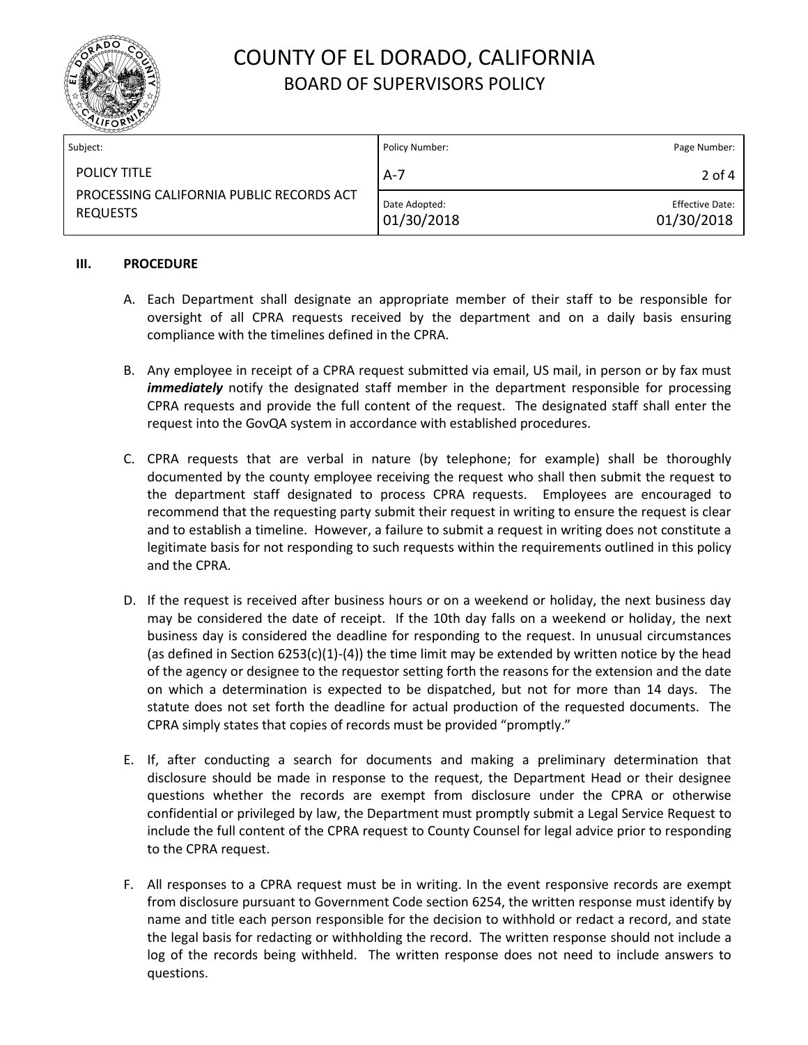### III. PROCEDURE

A. Each Department shall designate an appropriate member of their staff to be responsible for oversight of all CPRA requests received by the department and on a daily basis ensuring compliance with the timelines defined in the CPRA.

B. Any employee in receipt of a CPRA request submitted via email, US mail, in person or by fax must ***immediately*** notify the designated staff member in the department responsible for processing CPRA requests and provide the full content of the request. The designated staff shall enter the request into the GovQA system in accordance with established procedures.

C. CPRA requests that are verbal in nature (by telephone; for example) shall be thoroughly documented by the county employee receiving the request who shall then submit the request to the department staff designated to process CPRA requests. Employees are encouraged to recommend that the requesting party submit their request in writing to ensure the request is clear and to establish a timeline. However, a failure to submit a request in writing does not constitute a legitimate basis for not responding to such requests within the requirements outlined in this policy and the CPRA.

D. If the request is received after business hours or on a weekend or holiday, the next business day may be considered the date of receipt. If the 10th day falls on a weekend or holiday, the next business day is considered the deadline for responding to the request. In unusual circumstances (as defined in Section 6253(c)(1)-(4)) the time limit may be extended by written notice by the head of the agency or designee to the requestor setting forth the reasons for the extension and the date on which a determination is expected to be dispatched, but not for more than 14 days. The statute does not set forth the deadline for actual production of the requested documents. The CPRA simply states that copies of records must be provided "promptly."

E. If, after conducting a search for documents and making a preliminary determination that disclosure should be made in response to the request, the Department Head or their designee questions whether the records are exempt from disclosure under the CPRA or otherwise confidential or privileged by law, the Department must promptly submit a Legal Service Request to include the full content of the CPRA request to County Counsel for legal advice prior to responding to the CPRA request.

F. All responses to a CPRA request must be in writing. In the event responsive records are exempt from disclosure pursuant to Government Code section 6254, the written response must identify by name and title each person responsible for the decision to withhold or redact a record, and state the legal basis for redacting or withholding the record. The written response should not include a log of the records being withheld. The written response does not need to include answers to questions.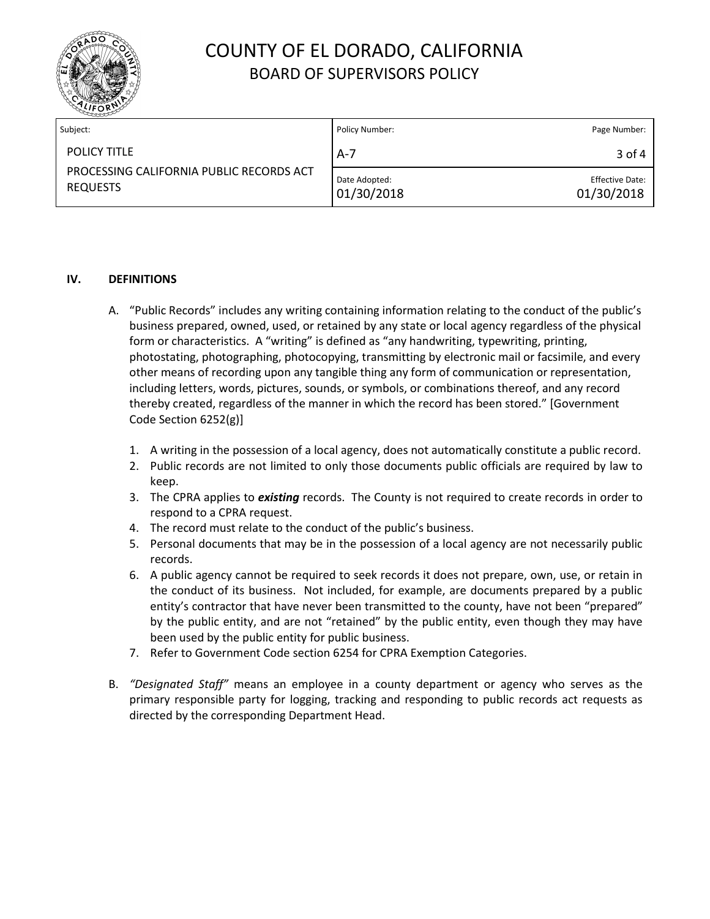## IV. DEFINITIONS

A. "Public Records" includes any writing containing information relating to the conduct of the public's business prepared, owned, used, or retained by any state or local agency regardless of the physical form or characteristics. A "writing" is defined as "any handwriting, typewriting, printing, photostating, photographing, photocopying, transmitting by electronic mail or facsimile, and every other means of recording upon any tangible thing any form of communication or representation, including letters, words, pictures, sounds, or symbols, or combinations thereof, and any record thereby created, regardless of the manner in which the record has been stored." [Government Code Section 6252(g)]

1. A writing in the possession of a local agency, does not automatically constitute a public record.
2. Public records are not limited to only those documents public officials are required by law to keep.
3. The CPRA applies to ***existing*** records. The County is not required to create records in order to respond to a CPRA request.
4. The record must relate to the conduct of the public's business.
5. Personal documents that may be in the possession of a local agency are not necessarily public records.
6. A public agency cannot be required to seek records it does not prepare, own, use, or retain in the conduct of its business. Not included, for example, are documents prepared by a public entity's contractor that have never been transmitted to the county, have not been "prepared" by the public entity, and are not "retained" by the public entity, even though they may have been used by the public entity for public business.
7. Refer to Government Code section 6254 for CPRA Exemption Categories.

B. *"Designated Staff"* means an employee in a county department or agency who serves as the primary responsible party for logging, tracking and responding to public records act requests as directed by the corresponding Department Head.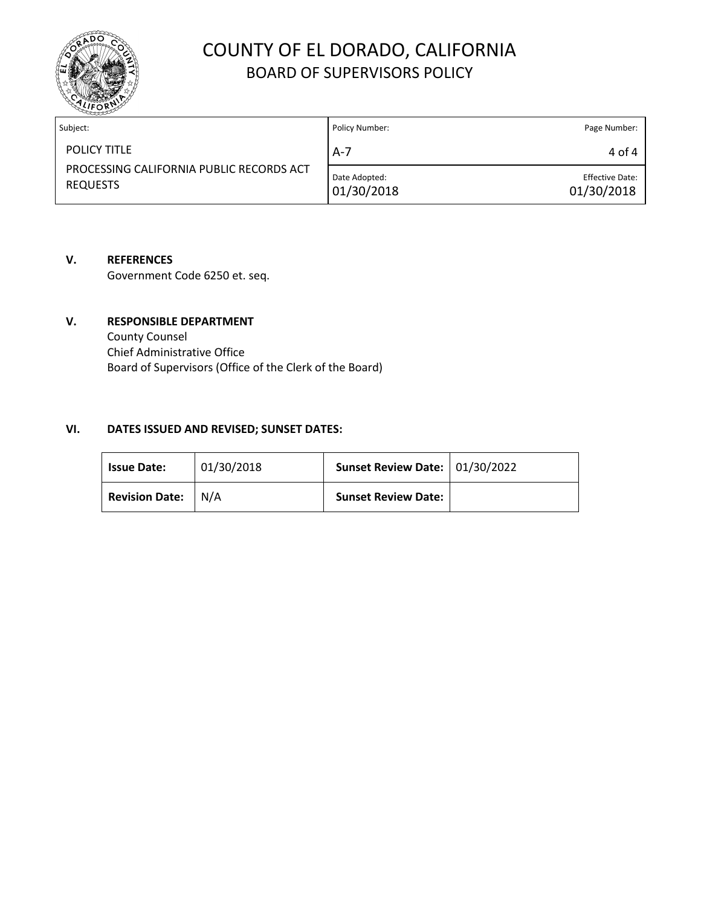# COUNTY OF EL DORADO, CALIFORNIA
## BOARD OF SUPERVISORS POLICY

| Subject: | Policy Number: | Page Number: |
|---|---|---|
| POLICY TITLE<br>PROCESSING CALIFORNIA PUBLIC RECORDS ACT REQUESTS | A-7 | 4 of 4 |
| | Date Adopted:<br>01/30/2018 | Effective Date:<br>01/30/2018 |

### V. REFERENCES

Government Code 6250 et. seq.

### V. RESPONSIBLE DEPARTMENT

County Counsel
Chief Administrative Office
Board of Supervisors (Office of the Clerk of the Board)

### VI. DATES ISSUED AND REVISED; SUNSET DATES:

| | | | |
|---|---|---|---|
| **Issue Date:** | 01/30/2018 | **Sunset Review Date:** | 01/30/2022 |
| **Revision Date:** | N/A | **Sunset Review Date:** | |